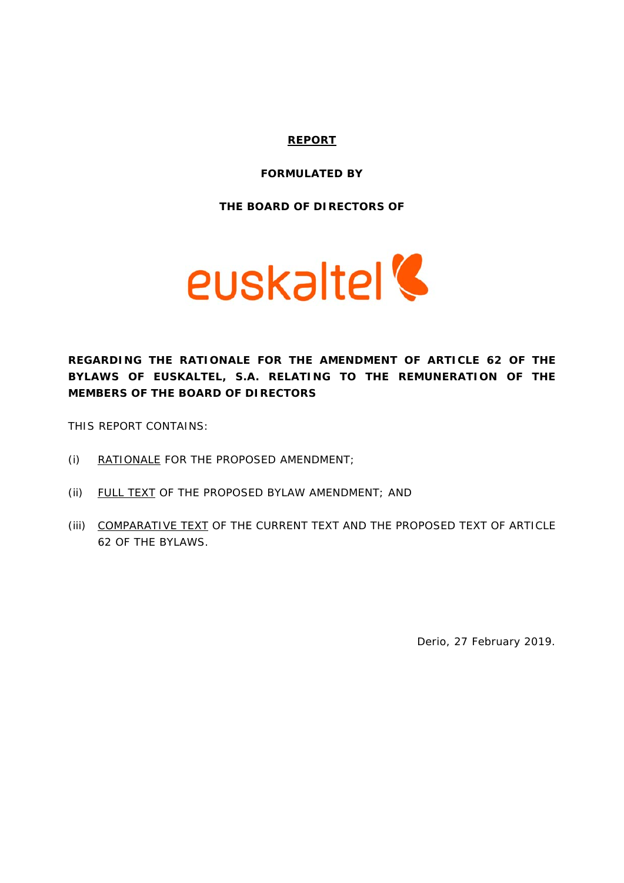**REPORT**

**FORMULATED BY**

**THE BOARD OF DIRECTORS OF**

euskaltel

**REGARDING THE RATIONALE FOR THE AMENDMENT OF ARTICLE 62 OF THE BYLAWS OF EUSKALTEL, S.A. RELATING TO THE REMUNERATION OF THE MEMBERS OF THE BOARD OF DIRECTORS**

THIS REPORT CONTAINS:

(i) RATIONALE FOR THE PROPOSED AMENDMENT;

(ii) FULL TEXT OF THE PROPOSED BYLAW AMENDMENT; AND

(iii) COMPARATIVE TEXT OF THE CURRENT TEXT AND THE PROPOSED TEXT OF ARTICLE 62 OF THE BYLAWS.

Derio, 27 February 2019.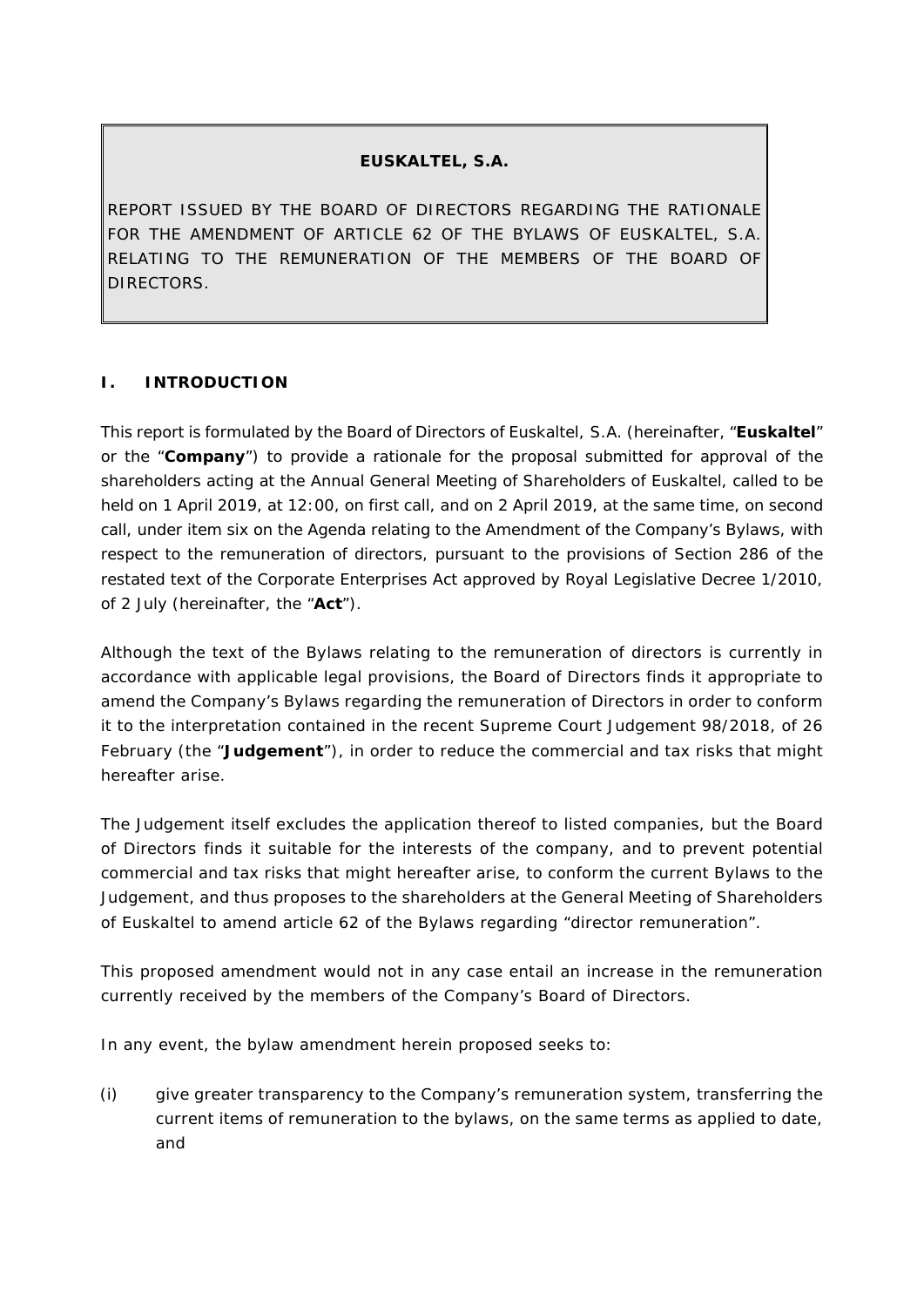**EUSKALTEL, S.A.**

REPORT ISSUED BY THE BOARD OF DIRECTORS REGARDING THE RATIONALE FOR THE AMENDMENT OF ARTICLE 62 OF THE BYLAWS OF EUSKALTEL, S.A. RELATING TO THE REMUNERATION OF THE MEMBERS OF THE BOARD OF DIRECTORS.

## I. INTRODUCTION

This report is formulated by the Board of Directors of Euskaltel, S.A. (hereinafter, "**Euskaltel**" or the "**Company**") to provide a rationale for the proposal submitted for approval of the shareholders acting at the Annual General Meeting of Shareholders of Euskaltel, called to be held on 1 April 2019, at 12:00, on first call, and on 2 April 2019, at the same time, on second call, under item six on the Agenda relating to the Amendment of the Company's Bylaws, with respect to the remuneration of directors, pursuant to the provisions of Section 286 of the restated text of the Corporate Enterprises Act approved by Royal Legislative Decree 1/2010, of 2 July (hereinafter, the "**Act**").

Although the text of the Bylaws relating to the remuneration of directors is currently in accordance with applicable legal provisions, the Board of Directors finds it appropriate to amend the Company's Bylaws regarding the remuneration of Directors in order to conform it to the interpretation contained in the recent Supreme Court Judgement 98/2018, of 26 February (the "**Judgement**"), in order to reduce the commercial and tax risks that might hereafter arise.

The Judgement itself excludes the application thereof to listed companies, but the Board of Directors finds it suitable for the interests of the company, and to prevent potential commercial and tax risks that might hereafter arise, to conform the current Bylaws to the Judgement, and thus proposes to the shareholders at the General Meeting of Shareholders of Euskaltel to amend article 62 of the Bylaws regarding "director remuneration".

This proposed amendment would not in any case entail an increase in the remuneration currently received by the members of the Company's Board of Directors.

In any event, the bylaw amendment herein proposed seeks to:

(i) give greater transparency to the Company's remuneration system, transferring the current items of remuneration to the bylaws, on the same terms as applied to date, and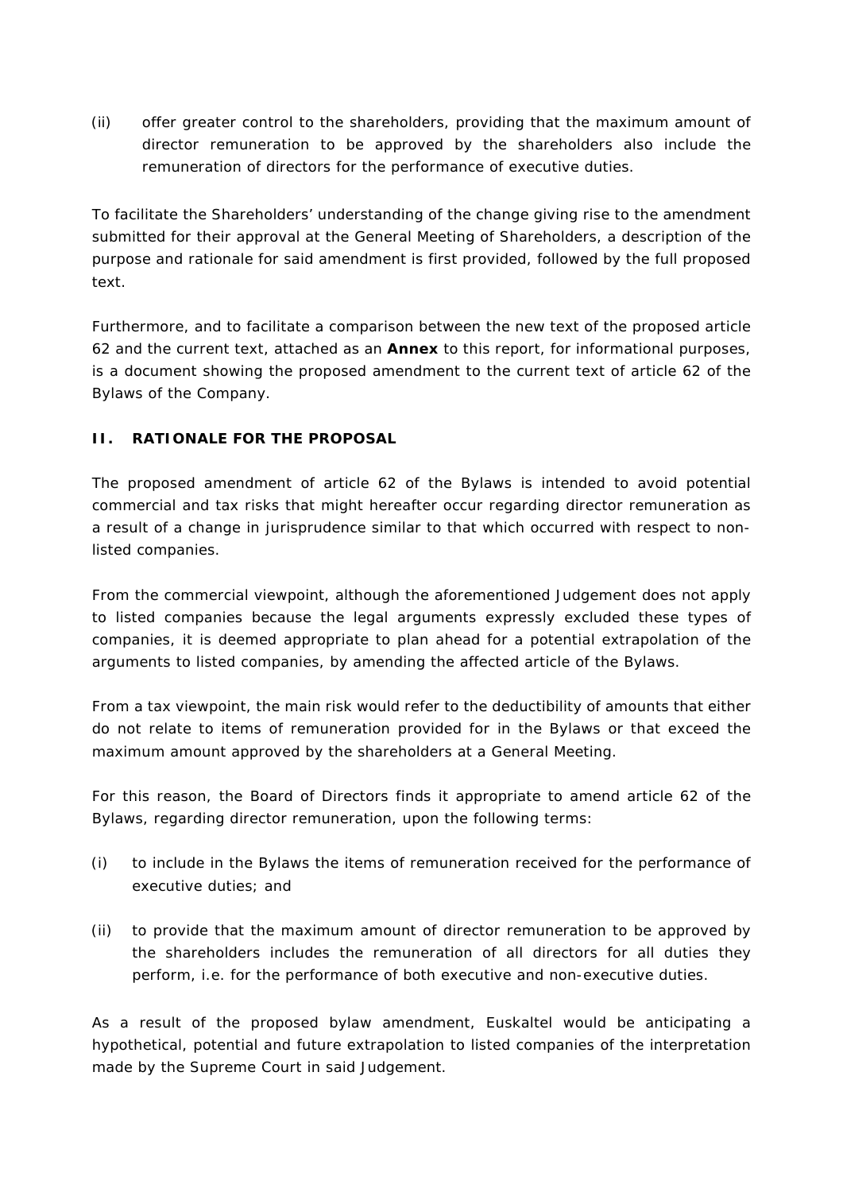(ii) offer greater control to the shareholders, providing that the maximum amount of director remuneration to be approved by the shareholders also include the remuneration of directors for the performance of executive duties.

To facilitate the Shareholders' understanding of the change giving rise to the amendment submitted for their approval at the General Meeting of Shareholders, a description of the purpose and rationale for said amendment is first provided, followed by the full proposed text.

Furthermore, and to facilitate a comparison between the new text of the proposed article 62 and the current text, attached as an **Annex** to this report, for informational purposes, is a document showing the proposed amendment to the current text of article 62 of the Bylaws of the Company.

## II. RATIONALE FOR THE PROPOSAL

The proposed amendment of article 62 of the Bylaws is intended to avoid potential commercial and tax risks that might hereafter occur regarding director remuneration as a result of a change in jurisprudence similar to that which occurred with respect to non-listed companies.

From the commercial viewpoint, although the aforementioned Judgement does not apply to listed companies because the legal arguments expressly excluded these types of companies, it is deemed appropriate to plan ahead for a potential extrapolation of the arguments to listed companies, by amending the affected article of the Bylaws.

From a tax viewpoint, the main risk would refer to the deductibility of amounts that either do not relate to items of remuneration provided for in the Bylaws or that exceed the maximum amount approved by the shareholders at a General Meeting.

For this reason, the Board of Directors finds it appropriate to amend article 62 of the Bylaws, regarding director remuneration, upon the following terms:

(i) to include in the Bylaws the items of remuneration received for the performance of executive duties; and

(ii) to provide that the maximum amount of director remuneration to be approved by the shareholders includes the remuneration of all directors for all duties they perform, i.e. for the performance of both executive and non-executive duties.

As a result of the proposed bylaw amendment, Euskaltel would be anticipating a hypothetical, potential and future extrapolation to listed companies of the interpretation made by the Supreme Court in said Judgement.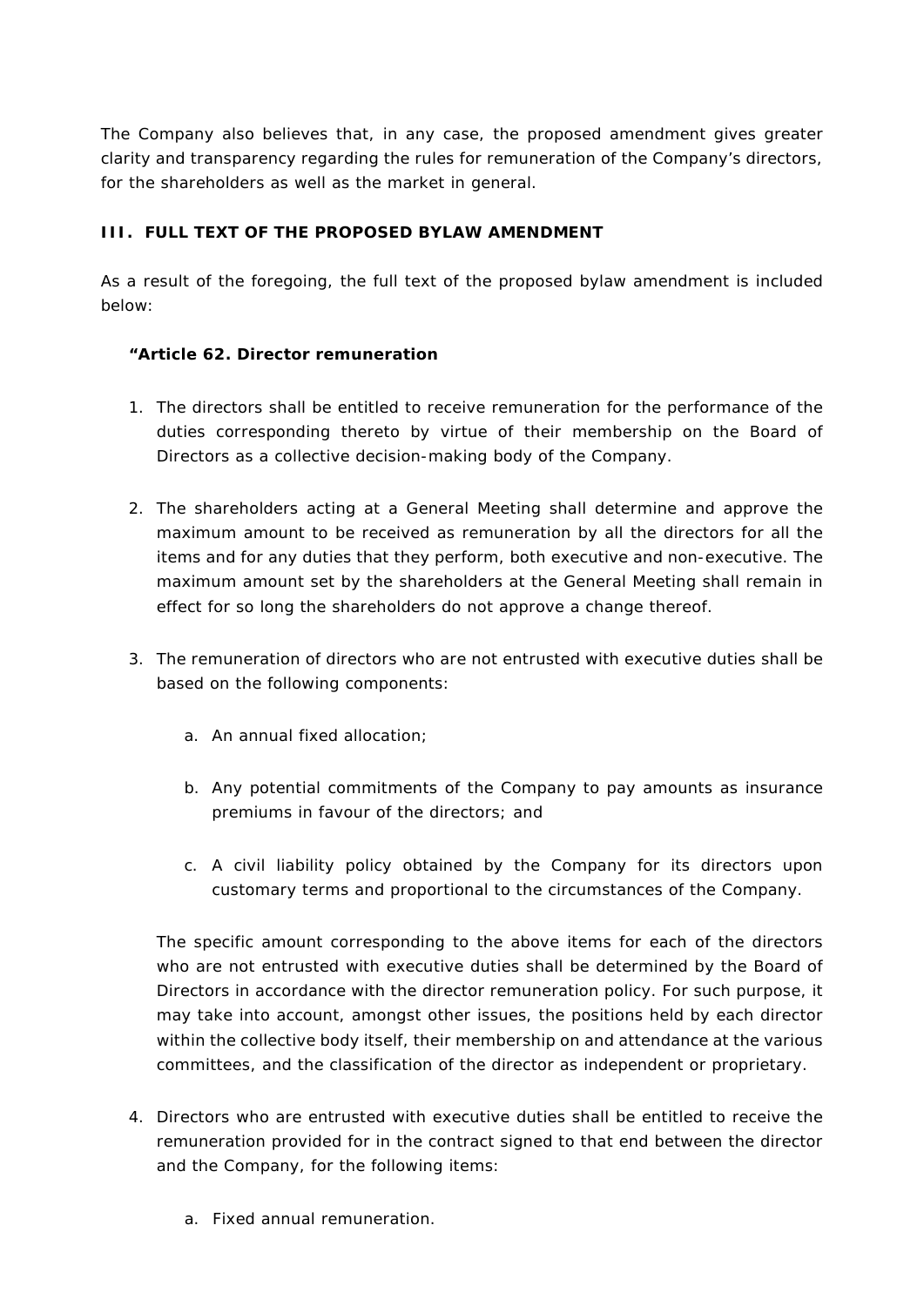The Company also believes that, in any case, the proposed amendment gives greater clarity and transparency regarding the rules for remuneration of the Company's directors, for the shareholders as well as the market in general.

## III. FULL TEXT OF THE PROPOSED BYLAW AMENDMENT

As a result of the foregoing, the full text of the proposed bylaw amendment is included below:

**"Article 62. Director remuneration**

1. The directors shall be entitled to receive remuneration for the performance of the duties corresponding thereto by virtue of their membership on the Board of Directors as a collective decision-making body of the Company.

2. The shareholders acting at a General Meeting shall determine and approve the maximum amount to be received as remuneration by all the directors for all the items and for any duties that they perform, both executive and non-executive. The maximum amount set by the shareholders at the General Meeting shall remain in effect for so long the shareholders do not approve a change thereof.

3. The remuneration of directors who are not entrusted with executive duties shall be based on the following components:

   a. An annual fixed allocation;

   b. Any potential commitments of the Company to pay amounts as insurance premiums in favour of the directors; and

   c. A civil liability policy obtained by the Company for its directors upon customary terms and proportional to the circumstances of the Company.

   The specific amount corresponding to the above items for each of the directors who are not entrusted with executive duties shall be determined by the Board of Directors in accordance with the director remuneration policy. For such purpose, it may take into account, amongst other issues, the positions held by each director within the collective body itself, their membership on and attendance at the various committees, and the classification of the director as independent or proprietary.

4. Directors who are entrusted with executive duties shall be entitled to receive the remuneration provided for in the contract signed to that end between the director and the Company, for the following items:

   a. Fixed annual remuneration.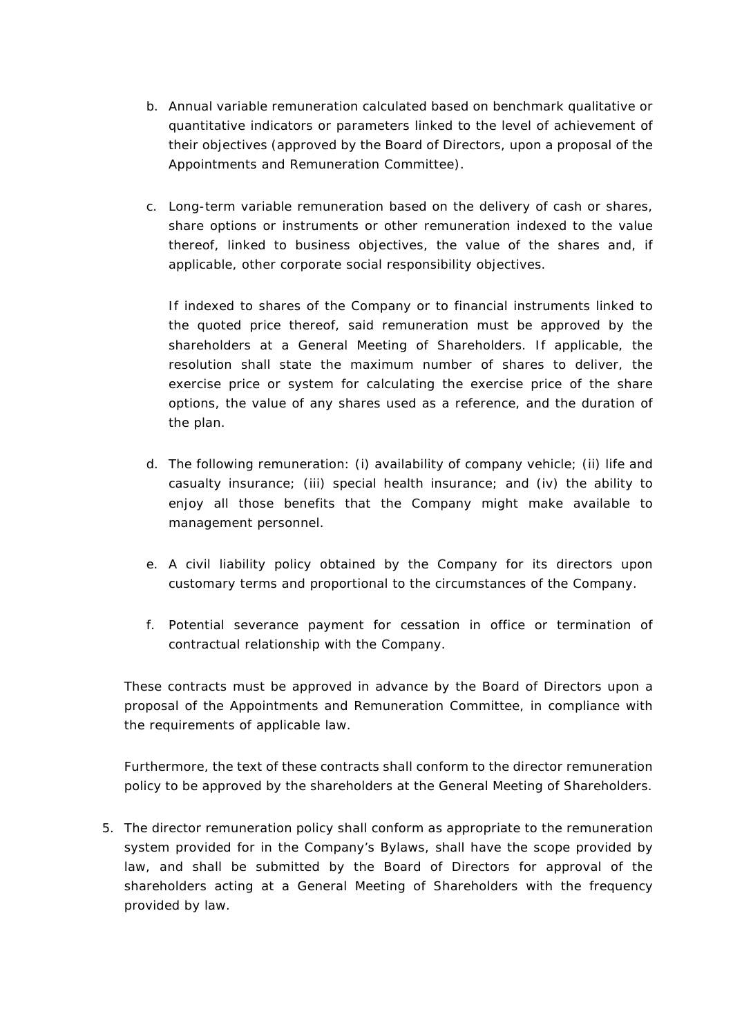b. Annual variable remuneration calculated based on benchmark qualitative or quantitative indicators or parameters linked to the level of achievement of their objectives (approved by the Board of Directors, upon a proposal of the Appointments and Remuneration Committee).

c. Long-term variable remuneration based on the delivery of cash or shares, share options or instruments or other remuneration indexed to the value thereof, linked to business objectives, the value of the shares and, if applicable, other corporate social responsibility objectives.

   If indexed to shares of the Company or to financial instruments linked to the quoted price thereof, said remuneration must be approved by the shareholders at a General Meeting of Shareholders. If applicable, the resolution shall state the maximum number of shares to deliver, the exercise price or system for calculating the exercise price of the share options, the value of any shares used as a reference, and the duration of the plan.

d. The following remuneration: (i) availability of company vehicle; (ii) life and casualty insurance; (iii) special health insurance; and (iv) the ability to enjoy all those benefits that the Company might make available to management personnel.

e. A civil liability policy obtained by the Company for its directors upon customary terms and proportional to the circumstances of the Company.

f. Potential severance payment for cessation in office or termination of contractual relationship with the Company.

These contracts must be approved in advance by the Board of Directors upon a proposal of the Appointments and Remuneration Committee, in compliance with the requirements of applicable law.

Furthermore, the text of these contracts shall conform to the director remuneration policy to be approved by the shareholders at the General Meeting of Shareholders.

5. The director remuneration policy shall conform as appropriate to the remuneration system provided for in the Company's Bylaws, shall have the scope provided by law, and shall be submitted by the Board of Directors for approval of the shareholders acting at a General Meeting of Shareholders with the frequency provided by law.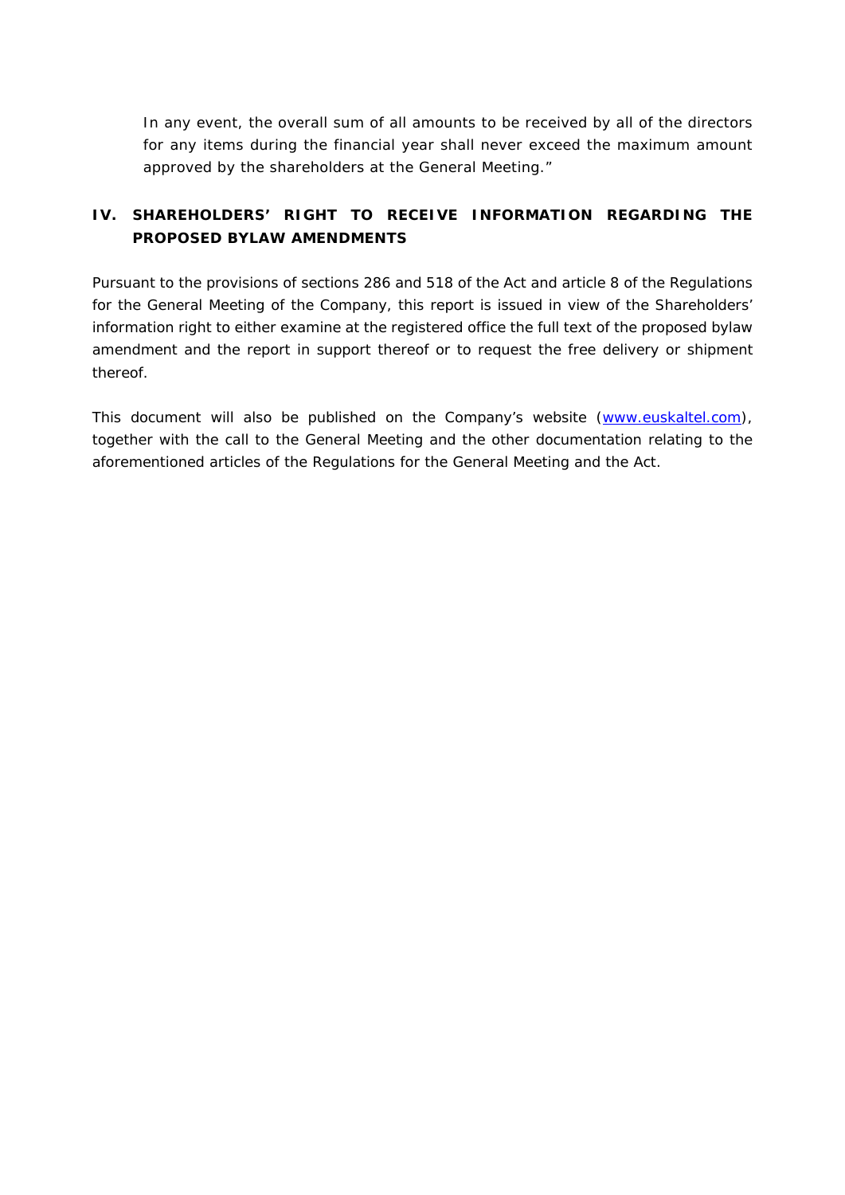In any event, the overall sum of all amounts to be received by all of the directors for any items during the financial year shall never exceed the maximum amount approved by the shareholders at the General Meeting."

## IV. SHAREHOLDERS' RIGHT TO RECEIVE INFORMATION REGARDING THE PROPOSED BYLAW AMENDMENTS

Pursuant to the provisions of sections 286 and 518 of the Act and article 8 of the Regulations for the General Meeting of the Company, this report is issued in view of the Shareholders' information right to either examine at the registered office the full text of the proposed bylaw amendment and the report in support thereof or to request the free delivery or shipment thereof.

This document will also be published on the Company's website (www.euskaltel.com), together with the call to the General Meeting and the other documentation relating to the aforementioned articles of the Regulations for the General Meeting and the Act.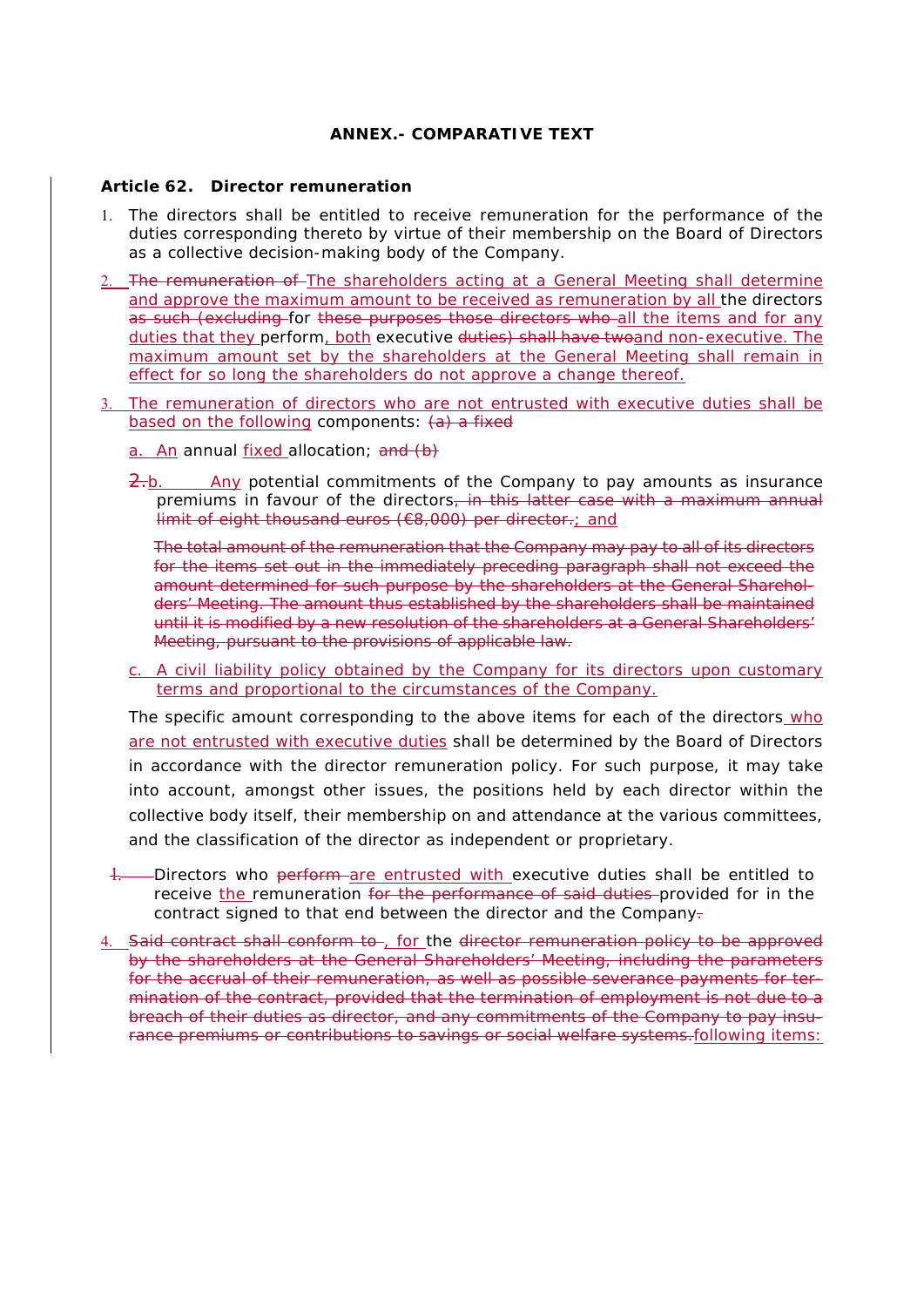**ANNEX.- COMPARATIVE TEXT**

**Article 62. Director remuneration**

1. The directors shall be entitled to receive remuneration for the performance of the duties corresponding thereto by virtue of their membership on the Board of Directors as a collective decision-making body of the Company.

2. ~~The remuneration of~~ The shareholders acting at a General Meeting shall determine and approve the maximum amount to be received as remuneration by all the directors ~~as such (excluding~~ for ~~these purposes those directors who~~ all the items and for any duties that they perform, both executive ~~duties) shall have two~~and non-executive. The maximum amount set by the shareholders at the General Meeting shall remain in effect for so long the shareholders do not approve a change thereof.

3. The remuneration of directors who are not entrusted with executive duties shall be based on the following components: ~~(a) a fixed~~

   a. An annual fixed allocation; ~~and (b)~~

   ~~2.~~b. Any potential commitments of the Company to pay amounts as insurance premiums in favour of the directors~~, in this latter case with a maximum annual limit of eight thousand euros (€8,000) per director.~~; and

   ~~The total amount of the remuneration that the Company may pay to all of its directors for the items set out in the immediately preceding paragraph shall not exceed the amount determined for such purpose by the shareholders at the General Shareholders' Meeting. The amount thus established by the shareholders shall be maintained until it is modified by a new resolution of the shareholders at a General Shareholders' Meeting, pursuant to the provisions of applicable law.~~

   c. A civil liability policy obtained by the Company for its directors upon customary terms and proportional to the circumstances of the Company.

   The specific amount corresponding to the above items for each of the directors who are not entrusted with executive duties shall be determined by the Board of Directors in accordance with the director remuneration policy. For such purpose, it may take into account, amongst other issues, the positions held by each director within the collective body itself, their membership on and attendance at the various committees, and the classification of the director as independent or proprietary.

   ~~1.~~ Directors who ~~perform~~ are entrusted with executive duties shall be entitled to receive the remuneration ~~for the performance of said duties~~ provided for in the contract signed to that end between the director and the Company~~.~~

4. ~~Said contract shall conform to~~, for the ~~director remuneration policy to be approved by the shareholders at the General Shareholders' Meeting, including the parameters for the accrual of their remuneration, as well as possible severance payments for termination of the contract, provided that the termination of employment is not due to a breach of their duties as director, and any commitments of the Company to pay insurance premiums or contributions to savings or social welfare systems.~~following items: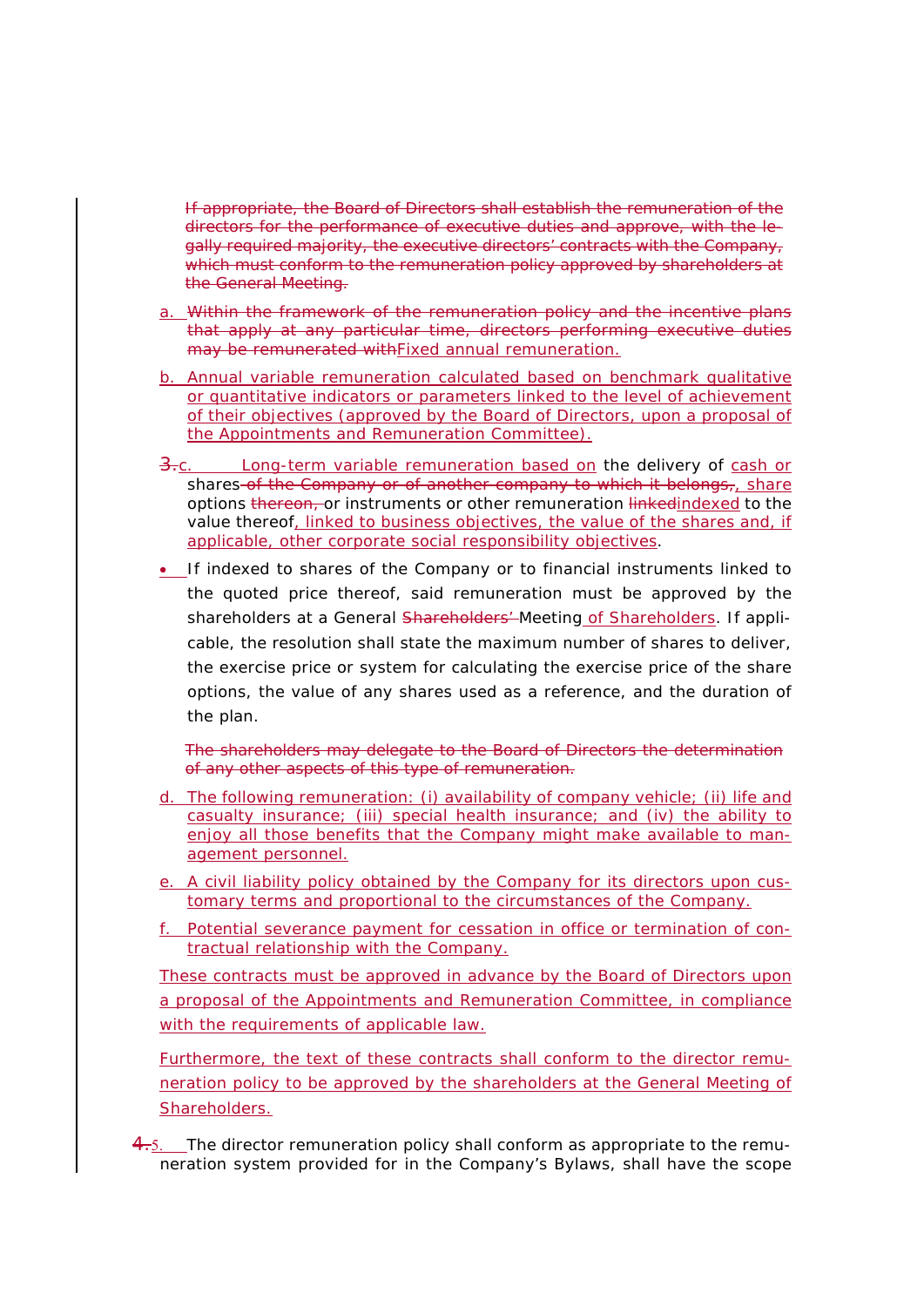~~If appropriate, the Board of Directors shall establish the remuneration of the directors for the performance of executive duties and approve, with the legally required majority, the executive directors' contracts with the Company, which must conform to the remuneration policy approved by shareholders at the General Meeting.~~

a. ~~Within the framework of the remuneration policy and the incentive plans that apply at any particular time, directors performing executive duties may be remunerated with~~Fixed annual remuneration.

b. Annual variable remuneration calculated based on benchmark qualitative or quantitative indicators or parameters linked to the level of achievement of their objectives (approved by the Board of Directors, upon a proposal of the Appointments and Remuneration Committee).

~~3.~~c. Long-term variable remuneration based on the delivery of cash or shares~~ of the Company or of another company to which it belongs,~~, share options ~~thereon, ~~or instruments or other remuneration ~~linked~~indexed to the value thereof, linked to business objectives, the value of the shares and, if applicable, other corporate social responsibility objectives.

- If indexed to shares of the Company or to financial instruments linked to the quoted price thereof, said remuneration must be approved by the shareholders at a General ~~Shareholders'~~ Meeting of Shareholders. If applicable, the resolution shall state the maximum number of shares to deliver, the exercise price or system for calculating the exercise price of the share options, the value of any shares used as a reference, and the duration of the plan.

~~The shareholders may delegate to the Board of Directors the determination of any other aspects of this type of remuneration.~~

d. The following remuneration: (i) availability of company vehicle; (ii) life and casualty insurance; (iii) special health insurance; and (iv) the ability to enjoy all those benefits that the Company might make available to management personnel.

e. A civil liability policy obtained by the Company for its directors upon customary terms and proportional to the circumstances of the Company.

f. Potential severance payment for cessation in office or termination of contractual relationship with the Company.

These contracts must be approved in advance by the Board of Directors upon a proposal of the Appointments and Remuneration Committee, in compliance with the requirements of applicable law.

Furthermore, the text of these contracts shall conform to the director remuneration policy to be approved by the shareholders at the General Meeting of Shareholders.

~~4.~~5. The director remuneration policy shall conform as appropriate to the remuneration system provided for in the Company's Bylaws, shall have the scope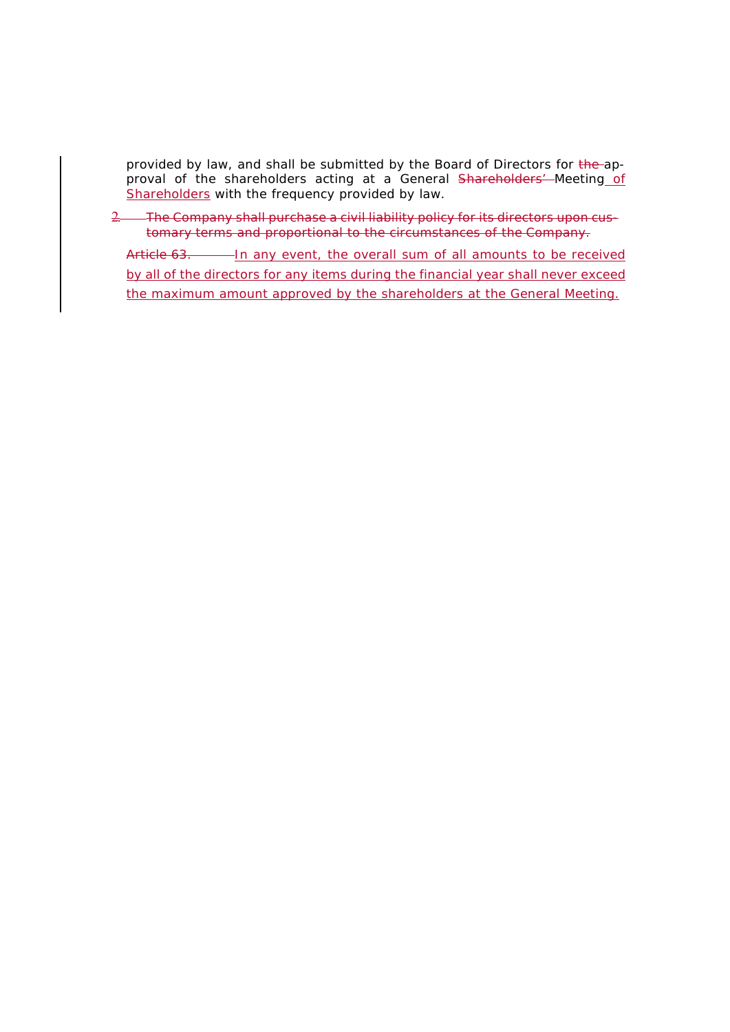provided by law, and shall be submitted by the Board of Directors for ~~the~~ approval of the shareholders acting at a General ~~Shareholders'~~ Meeting of Shareholders with the frequency provided by law.

~~2. The Company shall purchase a civil liability policy for its directors upon customary terms and proportional to the circumstances of the Company.~~

~~Article 63.~~ In any event, the overall sum of all amounts to be received by all of the directors for any items during the financial year shall never exceed the maximum amount approved by the shareholders at the General Meeting.